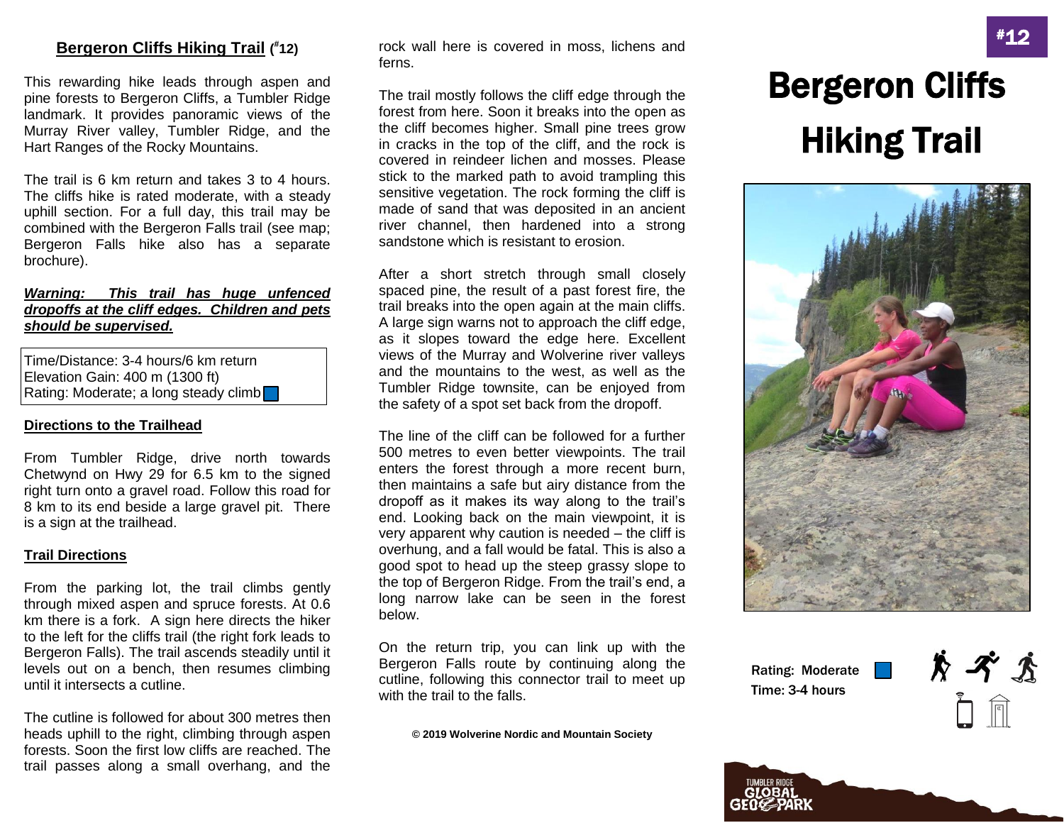## Bergeron Cliffs Hiking Trail (#12)

This rewarding hike leads through aspen and pine forests to Bergeron Cliffs, a Tumbler Ridge landmark. It provides panoramic views of the Murray River valley, Tumbler Ridge, and the Hart Ranges of the Rocky Mountains.

The trail is 6 km return and takes 3 to 4 hours. The cliffs hike is rated moderate, with a steady uphill section. For a full day, this trail may be combined with the Bergeron Falls trail (see map; Bergeron Falls hike also has a separate brochure).

***Warning: This trail has huge unfenced dropoffs at the cliff edges. Children and pets should be supervised.***

Time/Distance: 3-4 hours/6 km return
Elevation Gain: 400 m (1300 ft)
Rating: Moderate; a long steady climb

### Directions to the Trailhead

From Tumbler Ridge, drive north towards Chetwynd on Hwy 29 for 6.5 km to the signed right turn onto a gravel road. Follow this road for 8 km to its end beside a large gravel pit. There is a sign at the trailhead.

### Trail Directions

From the parking lot, the trail climbs gently through mixed aspen and spruce forests. At 0.6 km there is a fork. A sign here directs the hiker to the left for the cliffs trail (the right fork leads to Bergeron Falls). The trail ascends steadily until it levels out on a bench, then resumes climbing until it intersects a cutline.

The cutline is followed for about 300 metres then heads uphill to the right, climbing through aspen forests. Soon the first low cliffs are reached. The trail passes along a small overhang, and the rock wall here is covered in moss, lichens and ferns.

The trail mostly follows the cliff edge through the forest from here. Soon it breaks into the open as the cliff becomes higher. Small pine trees grow in cracks in the top of the cliff, and the rock is covered in reindeer lichen and mosses. Please stick to the marked path to avoid trampling this sensitive vegetation. The rock forming the cliff is made of sand that was deposited in an ancient river channel, then hardened into a strong sandstone which is resistant to erosion.

After a short stretch through small closely spaced pine, the result of a past forest fire, the trail breaks into the open again at the main cliffs. A large sign warns not to approach the cliff edge, as it slopes toward the edge here. Excellent views of the Murray and Wolverine river valleys and the mountains to the west, as well as the Tumbler Ridge townsite, can be enjoyed from the safety of a spot set back from the dropoff.

The line of the cliff can be followed for a further 500 metres to even better viewpoints. The trail enters the forest through a more recent burn, then maintains a safe but airy distance from the dropoff as it makes its way along to the trail's end. Looking back on the main viewpoint, it is very apparent why caution is needed – the cliff is overhung, and a fall would be fatal. This is also a good spot to head up the steep grassy slope to the top of Bergeron Ridge. From the trail's end, a long narrow lake can be seen in the forest below.

On the return trip, you can link up with the Bergeron Falls route by continuing along the cutline, following this connector trail to meet up with the trail to the falls.

**© 2019 Wolverine Nordic and Mountain Society**

#12

# Bergeron Cliffs Hiking Trail

Rating: Moderate
Time: 3-4 hours

TUMBLER RIDGE GLOBAL GEOPARK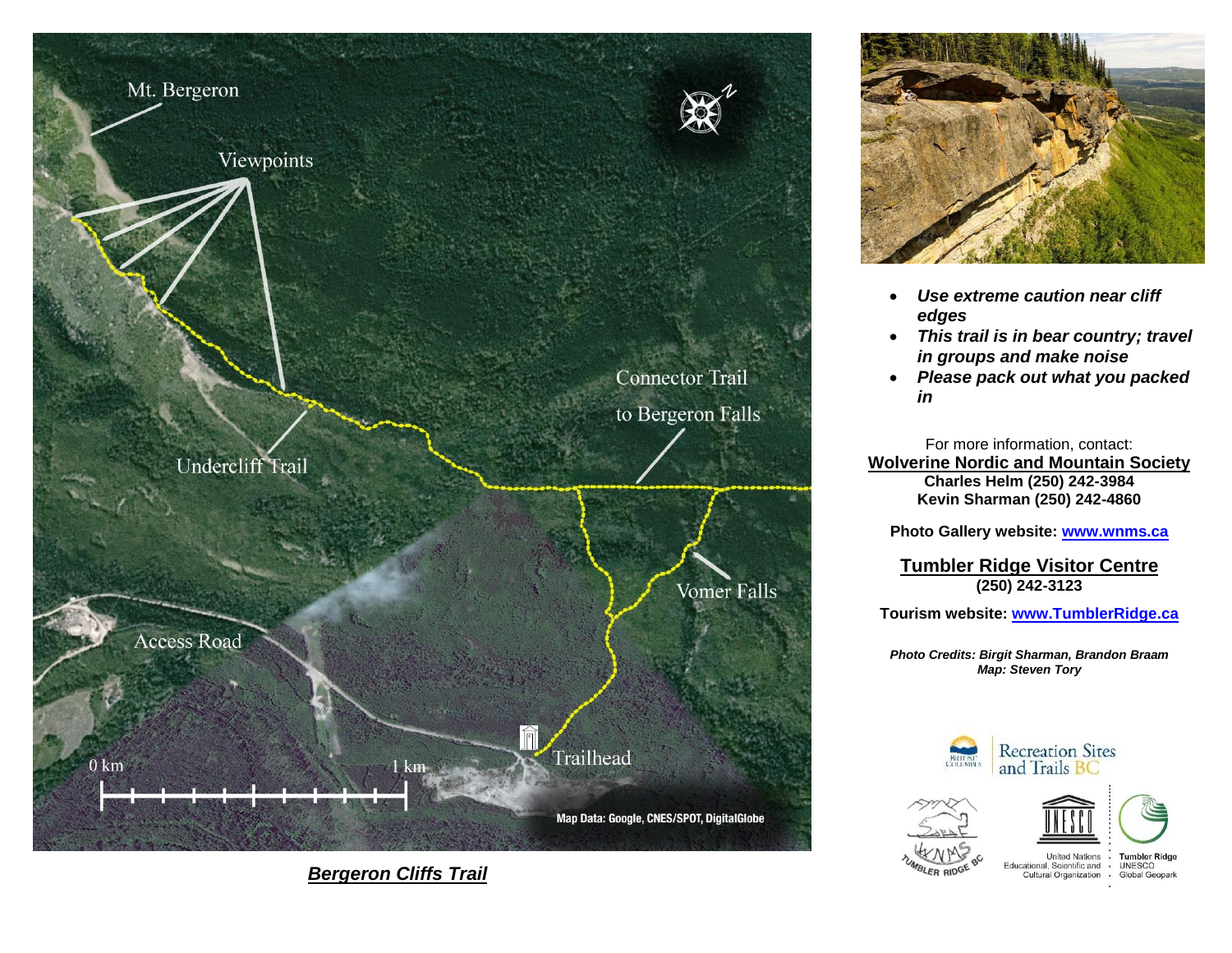Mt. Bergeron

Viewpoints

Connector Trail

to Bergeron Falls

Undercliff Trail

Vomer Falls

Access Road

Trailhead

0 km

1 km

Map Data: Google, CNES/SPOT, DigitalGlobe

***Bergeron Cliffs Trail***

- ***Use extreme caution near cliff edges***
- ***This trail is in bear country; travel in groups and make noise***
- ***Please pack out what you packed in***

For more information, contact:

**Wolverine Nordic and Mountain Society**

**Charles Helm (250) 242-3984**

**Kevin Sharman (250) 242-4860**

**Photo Gallery website: www.wnms.ca**

**Tumbler Ridge Visitor Centre**

**(250) 242-3123**

**Tourism website: www.TumblerRidge.ca**

***Photo Credits: Birgit Sharman, Brandon Braam***

***Map: Steven Tory***

Recreation Sites and Trails BC

United Nations Educational, Scientific and Cultural Organization

Tumbler Ridge UNESCO Global Geopark